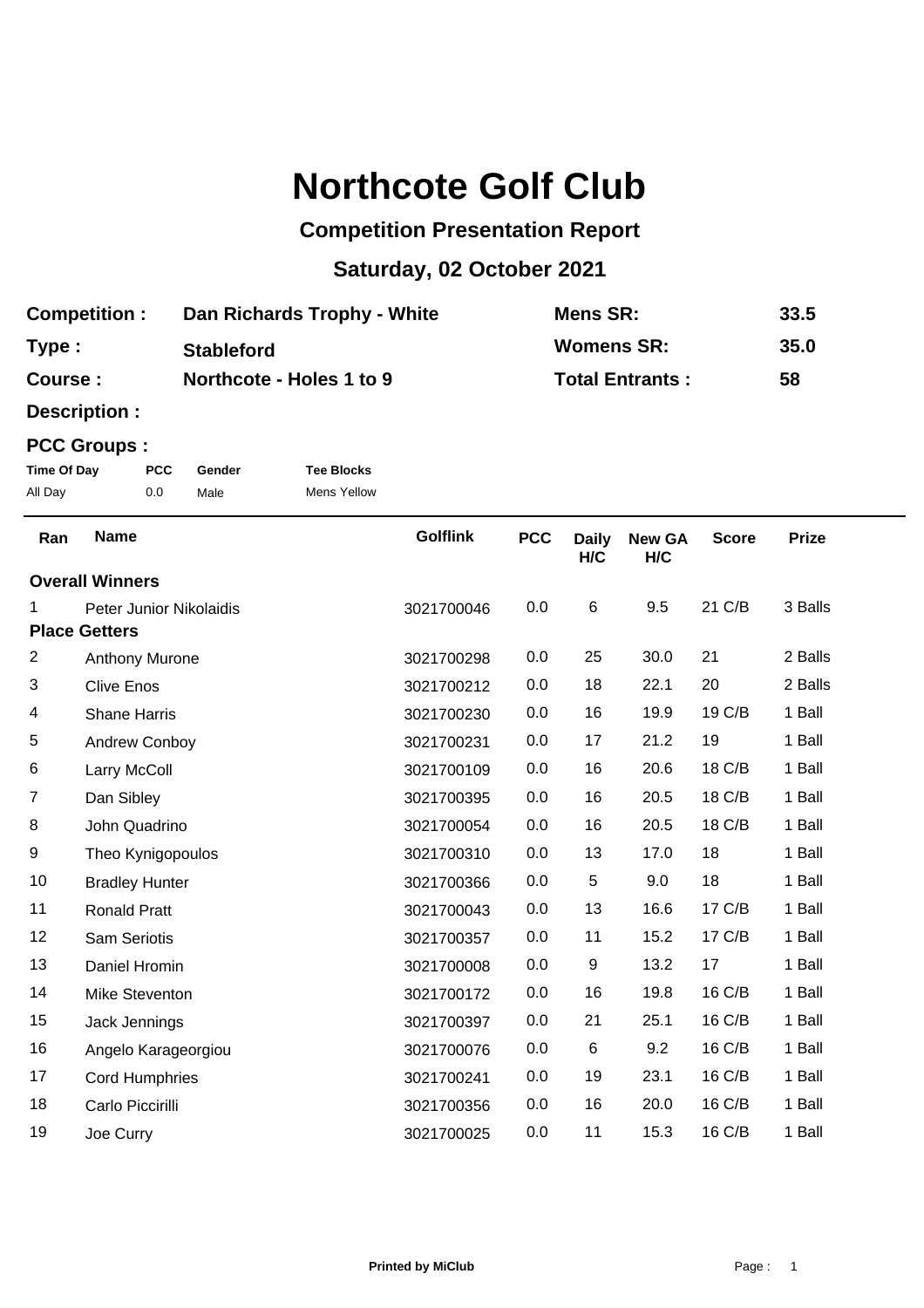# Northcote Golf Club

## Competition Presentation Report

## Saturday, 02 October 2021

| | | | |
|---|---|---|---|
| **Competition :** | **Dan Richards Trophy - White** | **Mens SR:** | **33.5** |
| **Type :** | **Stableford** | **Womens SR:** | **35.0** |
| **Course :** | **Northcote - Holes 1 to 9** | **Total Entrants :** | **58** |

**Description :**

**PCC Groups :**

| Time Of Day | PCC | Gender | Tee Blocks |
|---|---|---|---|
| All Day | 0.0 | Male | Mens Yellow |

| Ran | Name | Golflink | PCC | Daily H/C | New GA H/C | Score | Prize |
|---|---|---|---|---|---|---|---|
| **Overall Winners** | | | | | | | |
| 1 | Peter Junior Nikolaidis | 3021700046 | 0.0 | 6 | 9.5 | 21 C/B | 3 Balls |
| **Place Getters** | | | | | | | |
| 2 | Anthony Murone | 3021700298 | 0.0 | 25 | 30.0 | 21 | 2 Balls |
| 3 | Clive Enos | 3021700212 | 0.0 | 18 | 22.1 | 20 | 2 Balls |
| 4 | Shane Harris | 3021700230 | 0.0 | 16 | 19.9 | 19 C/B | 1 Ball |
| 5 | Andrew Conboy | 3021700231 | 0.0 | 17 | 21.2 | 19 | 1 Ball |
| 6 | Larry McColl | 3021700109 | 0.0 | 16 | 20.6 | 18 C/B | 1 Ball |
| 7 | Dan Sibley | 3021700395 | 0.0 | 16 | 20.5 | 18 C/B | 1 Ball |
| 8 | John Quadrino | 3021700054 | 0.0 | 16 | 20.5 | 18 C/B | 1 Ball |
| 9 | Theo Kynigopoulos | 3021700310 | 0.0 | 13 | 17.0 | 18 | 1 Ball |
| 10 | Bradley Hunter | 3021700366 | 0.0 | 5 | 9.0 | 18 | 1 Ball |
| 11 | Ronald Pratt | 3021700043 | 0.0 | 13 | 16.6 | 17 C/B | 1 Ball |
| 12 | Sam Seriotis | 3021700357 | 0.0 | 11 | 15.2 | 17 C/B | 1 Ball |
| 13 | Daniel Hromin | 3021700008 | 0.0 | 9 | 13.2 | 17 | 1 Ball |
| 14 | Mike Steventon | 3021700172 | 0.0 | 16 | 19.8 | 16 C/B | 1 Ball |
| 15 | Jack Jennings | 3021700397 | 0.0 | 21 | 25.1 | 16 C/B | 1 Ball |
| 16 | Angelo Karageorgiou | 3021700076 | 0.0 | 6 | 9.2 | 16 C/B | 1 Ball |
| 17 | Cord Humphries | 3021700241 | 0.0 | 19 | 23.1 | 16 C/B | 1 Ball |
| 18 | Carlo Piccirilli | 3021700356 | 0.0 | 16 | 20.0 | 16 C/B | 1 Ball |
| 19 | Joe Curry | 3021700025 | 0.0 | 11 | 15.3 | 16 C/B | 1 Ball |

**Printed by MiClub**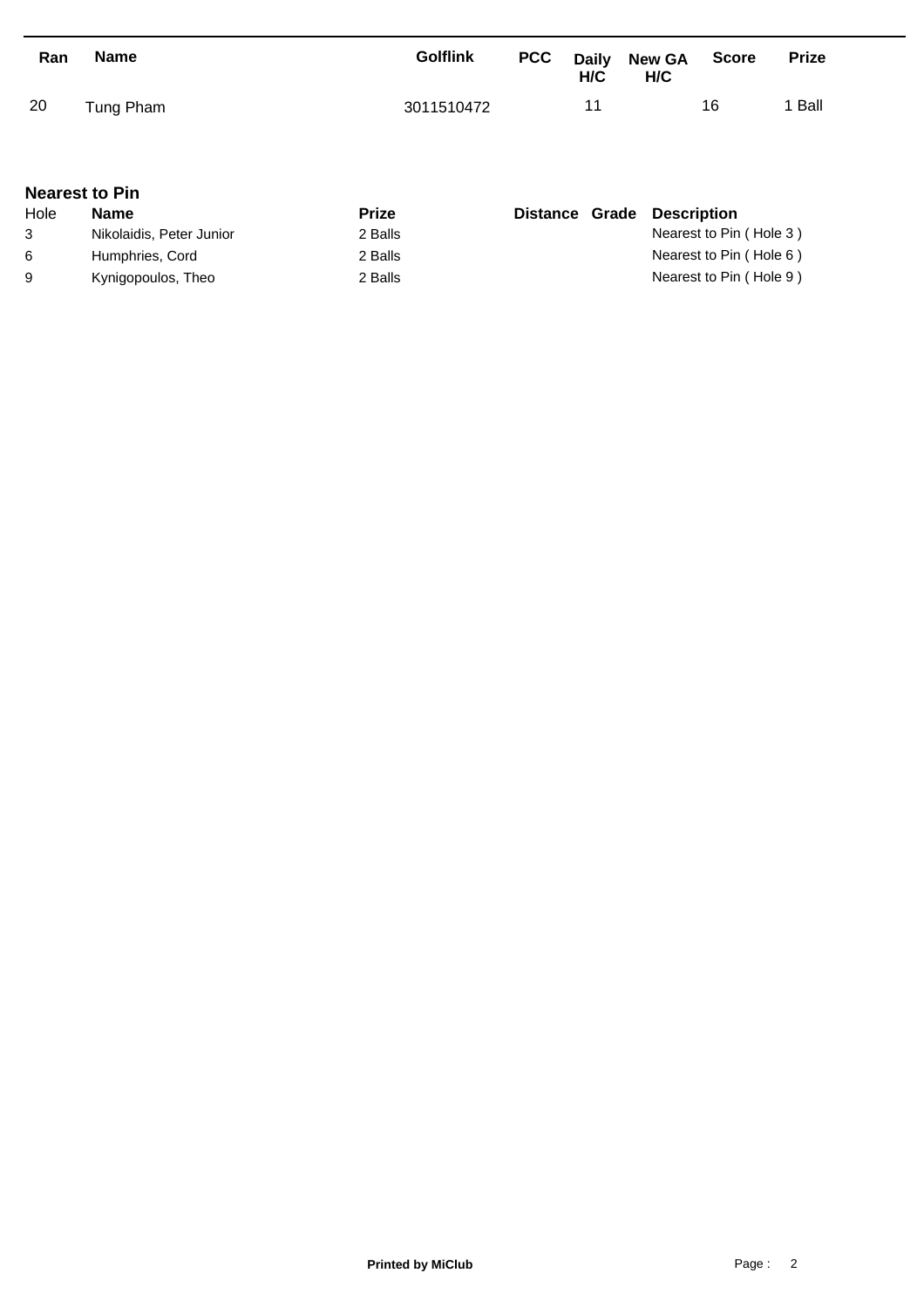| Ran | Name | Golflink | PCC | Daily H/C | New GA H/C | Score | Prize |
|---|---|---|---|---|---|---|---|
| 20 | Tung Pham | 3011510472 | | 11 | | 16 | 1 Ball |

**Nearest to Pin**

| Hole | Name | Prize | Distance | Grade | Description |
|---|---|---|---|---|---|
| 3 | Nikolaidis, Peter Junior | 2 Balls | | | Nearest to Pin ( Hole 3 ) |
| 6 | Humphries, Cord | 2 Balls | | | Nearest to Pin ( Hole 6 ) |
| 9 | Kynigopoulos, Theo | 2 Balls | | | Nearest to Pin ( Hole 9 ) |

**Printed by MiClub**